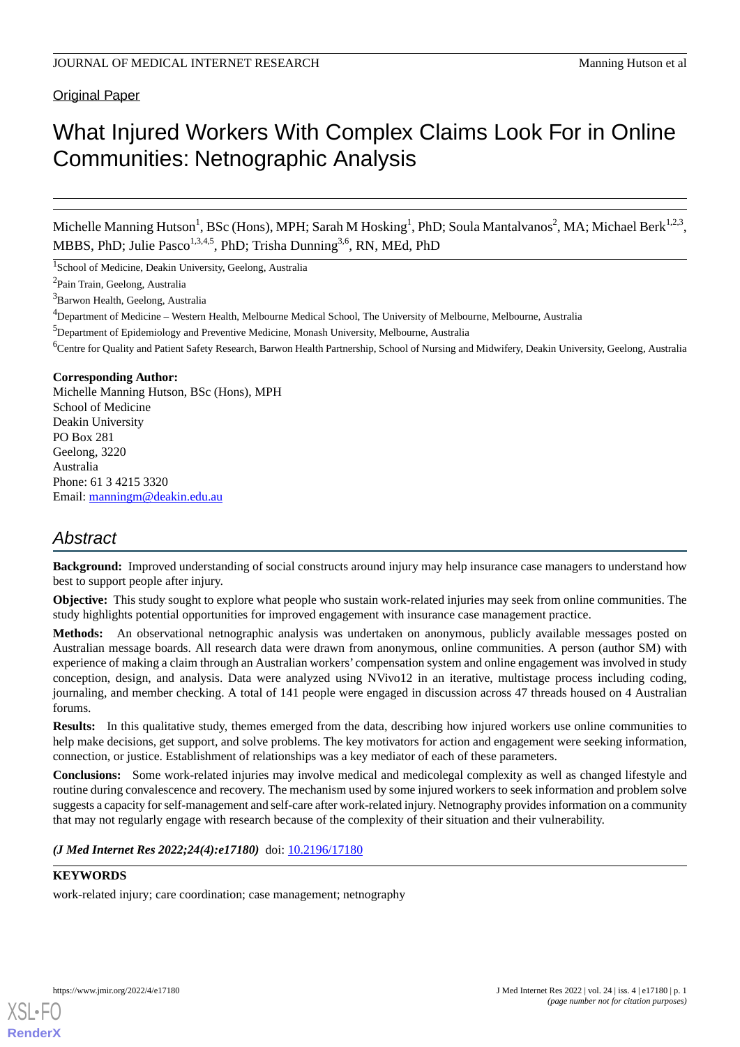Original Paper

# What Injured Workers With Complex Claims Look For in Online Communities: Netnographic Analysis

Michelle Manning Hutson[1], BSc (Hons), MPH; Sarah M Hosking[1], PhD; Soula Mantalvanos[2], MA; Michael Berk[1,2,3], MBBS, PhD; Julie Pasco[1,3,4,5], PhD; Trisha Dunning[3,6], RN, MEd, PhD

[1]School of Medicine, Deakin University, Geelong, Australia

[2]Pain Train, Geelong, Australia

[3]Barwon Health, Geelong, Australia

[4]Department of Medicine – Western Health, Melbourne Medical School, The University of Melbourne, Melbourne, Australia

[5]Department of Epidemiology and Preventive Medicine, Monash University, Melbourne, Australia

[6]Centre for Quality and Patient Safety Research, Barwon Health Partnership, School of Nursing and Midwifery, Deakin University, Geelong, Australia

**Corresponding Author:**
Michelle Manning Hutson, BSc (Hons), MPH
School of Medicine
Deakin University
PO Box 281
Geelong, 3220
Australia
Phone: 61 3 4215 3320
Email: manningm@deakin.edu.au

## Abstract

**Background:** Improved understanding of social constructs around injury may help insurance case managers to understand how best to support people after injury.

**Objective:** This study sought to explore what people who sustain work-related injuries may seek from online communities. The study highlights potential opportunities for improved engagement with insurance case management practice.

**Methods:** An observational netnographic analysis was undertaken on anonymous, publicly available messages posted on Australian message boards. All research data were drawn from anonymous, online communities. A person (author SM) with experience of making a claim through an Australian workers' compensation system and online engagement was involved in study conception, design, and analysis. Data were analyzed using NVivo12 in an iterative, multistage process including coding, journaling, and member checking. A total of 141 people were engaged in discussion across 47 threads housed on 4 Australian forums.

**Results:** In this qualitative study, themes emerged from the data, describing how injured workers use online communities to help make decisions, get support, and solve problems. The key motivators for action and engagement were seeking information, connection, or justice. Establishment of relationships was a key mediator of each of these parameters.

**Conclusions:** Some work-related injuries may involve medical and medicolegal complexity as well as changed lifestyle and routine during convalescence and recovery. The mechanism used by some injured workers to seek information and problem solve suggests a capacity for self-management and self-care after work-related injury. Netnography provides information on a community that may not regularly engage with research because of the complexity of their situation and their vulnerability.

***(J Med Internet Res 2022;24(4):e17180)*** doi: 10.2196/17180

**KEYWORDS**

work-related injury; care coordination; case management; netnography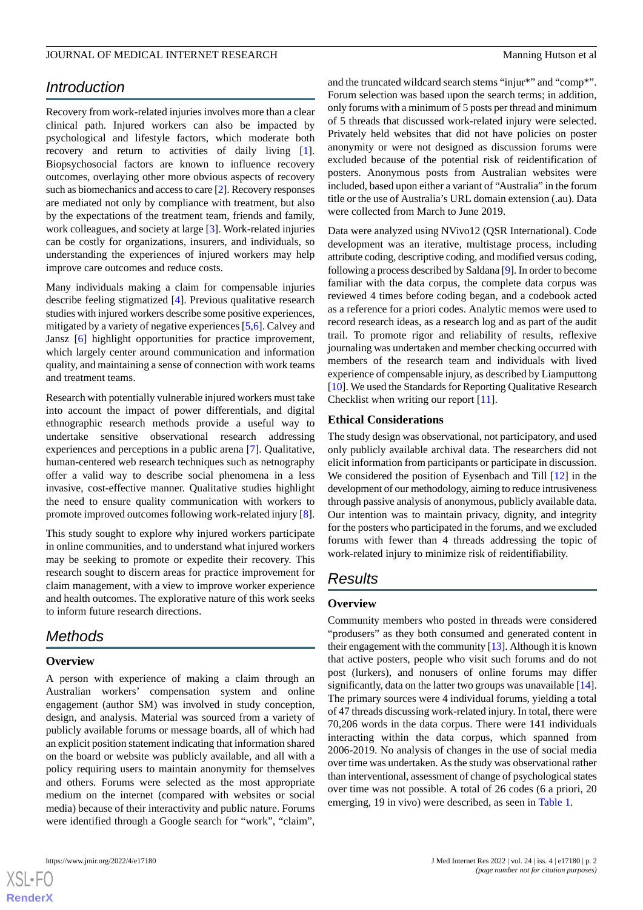## Introduction

Recovery from work-related injuries involves more than a clear clinical path. Injured workers can also be impacted by psychological and lifestyle factors, which moderate both recovery and return to activities of daily living [1]. Biopsychosocial factors are known to influence recovery outcomes, overlaying other more obvious aspects of recovery such as biomechanics and access to care [2]. Recovery responses are mediated not only by compliance with treatment, but also by the expectations of the treatment team, friends and family, work colleagues, and society at large [3]. Work-related injuries can be costly for organizations, insurers, and individuals, so understanding the experiences of injured workers may help improve care outcomes and reduce costs.

Many individuals making a claim for compensable injuries describe feeling stigmatized [4]. Previous qualitative research studies with injured workers describe some positive experiences, mitigated by a variety of negative experiences [5,6]. Calvey and Jansz [6] highlight opportunities for practice improvement, which largely center around communication and information quality, and maintaining a sense of connection with work teams and treatment teams.

Research with potentially vulnerable injured workers must take into account the impact of power differentials, and digital ethnographic research methods provide a useful way to undertake sensitive observational research addressing experiences and perceptions in a public arena [7]. Qualitative, human-centered web research techniques such as netnography offer a valid way to describe social phenomena in a less invasive, cost-effective manner. Qualitative studies highlight the need to ensure quality communication with workers to promote improved outcomes following work-related injury [8].

This study sought to explore why injured workers participate in online communities, and to understand what injured workers may be seeking to promote or expedite their recovery. This research sought to discern areas for practice improvement for claim management, with a view to improve worker experience and health outcomes. The explorative nature of this work seeks to inform future research directions.

## Methods

### Overview

A person with experience of making a claim through an Australian workers' compensation system and online engagement (author SM) was involved in study conception, design, and analysis. Material was sourced from a variety of publicly available forums or message boards, all of which had an explicit position statement indicating that information shared on the board or website was publicly available, and all with a policy requiring users to maintain anonymity for themselves and others. Forums were selected as the most appropriate medium on the internet (compared with websites or social media) because of their interactivity and public nature. Forums were identified through a Google search for "work", "claim", and the truncated wildcard search stems "injur*" and "comp*". Forum selection was based upon the search terms; in addition, only forums with a minimum of 5 posts per thread and minimum of 5 threads that discussed work-related injury were selected. Privately held websites that did not have policies on poster anonymity or were not designed as discussion forums were excluded because of the potential risk of reidentification of posters. Anonymous posts from Australian websites were included, based upon either a variant of "Australia" in the forum title or the use of Australia's URL domain extension (.au). Data were collected from March to June 2019.

Data were analyzed using NVivo12 (QSR International). Code development was an iterative, multistage process, including attribute coding, descriptive coding, and modified versus coding, following a process described by Saldana [9]. In order to become familiar with the data corpus, the complete data corpus was reviewed 4 times before coding began, and a codebook acted as a reference for a priori codes. Analytic memos were used to record research ideas, as a research log and as part of the audit trail. To promote rigor and reliability of results, reflexive journaling was undertaken and member checking occurred with members of the research team and individuals with lived experience of compensable injury, as described by Liamputtong [10]. We used the Standards for Reporting Qualitative Research Checklist when writing our report [11].

### Ethical Considerations

The study design was observational, not participatory, and used only publicly available archival data. The researchers did not elicit information from participants or participate in discussion. We considered the position of Eysenbach and Till [12] in the development of our methodology, aiming to reduce intrusiveness through passive analysis of anonymous, publicly available data. Our intention was to maintain privacy, dignity, and integrity for the posters who participated in the forums, and we excluded forums with fewer than 4 threads addressing the topic of work-related injury to minimize risk of reidentifiability.

## Results

### Overview

Community members who posted in threads were considered "produsers" as they both consumed and generated content in their engagement with the community [13]. Although it is known that active posters, people who visit such forums and do not post (lurkers), and nonusers of online forums may differ significantly, data on the latter two groups was unavailable [14]. The primary sources were 4 individual forums, yielding a total of 47 threads discussing work-related injury. In total, there were 70,206 words in the data corpus. There were 141 individuals interacting within the data corpus, which spanned from 2006-2019. No analysis of changes in the use of social media over time was undertaken. As the study was observational rather than interventional, assessment of change of psychological states over time was not possible. A total of 26 codes (6 a priori, 20 emerging, 19 in vivo) were described, as seen in Table 1.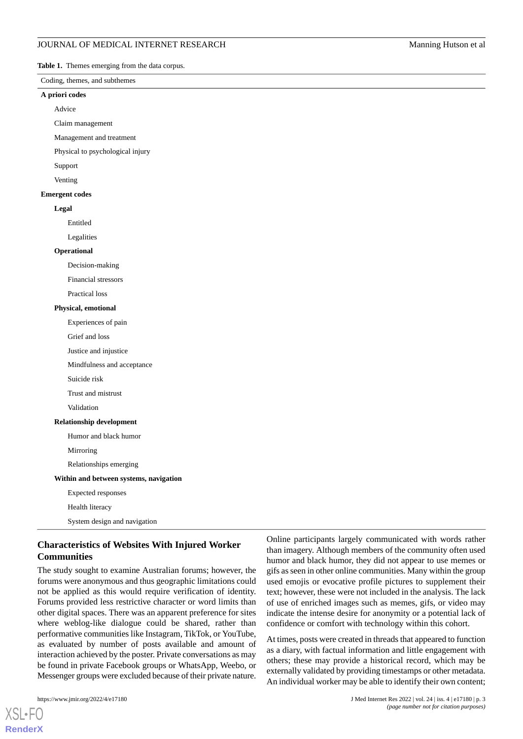**Table 1.** Themes emerging from the data corpus.

| Coding, themes, and subthemes |
|---|
| **A priori codes** |
| Advice |
| Claim management |
| Management and treatment |
| Physical to psychological injury |
| Support |
| Venting |
| **Emergent codes** |
| **Legal** |
| Entitled |
| Legalities |
| **Operational** |
| Decision-making |
| Financial stressors |
| Practical loss |
| **Physical, emotional** |
| Experiences of pain |
| Grief and loss |
| Justice and injustice |
| Mindfulness and acceptance |
| Suicide risk |
| Trust and mistrust |
| Validation |
| **Relationship development** |
| Humor and black humor |
| Mirroring |
| Relationships emerging |
| **Within and between systems, navigation** |
| Expected responses |
| Health literacy |
| System design and navigation |

## Characteristics of Websites With Injured Worker Communities

The study sought to examine Australian forums; however, the forums were anonymous and thus geographic limitations could not be applied as this would require verification of identity. Forums provided less restrictive character or word limits than other digital spaces. There was an apparent preference for sites where weblog-like dialogue could be shared, rather than performative communities like Instagram, TikTok, or YouTube, as evaluated by number of posts available and amount of interaction achieved by the poster. Private conversations as may be found in private Facebook groups or WhatsApp, Weebo, or Messenger groups were excluded because of their private nature.

Online participants largely communicated with words rather than imagery. Although members of the community often used humor and black humor, they did not appear to use memes or gifs as seen in other online communities. Many within the group used emojis or evocative profile pictures to supplement their text; however, these were not included in the analysis. The lack of use of enriched images such as memes, gifs, or video may indicate the intense desire for anonymity or a potential lack of confidence or comfort with technology within this cohort.

At times, posts were created in threads that appeared to function as a diary, with factual information and little engagement with others; these may provide a historical record, which may be externally validated by providing timestamps or other metadata. An individual worker may be able to identify their own content;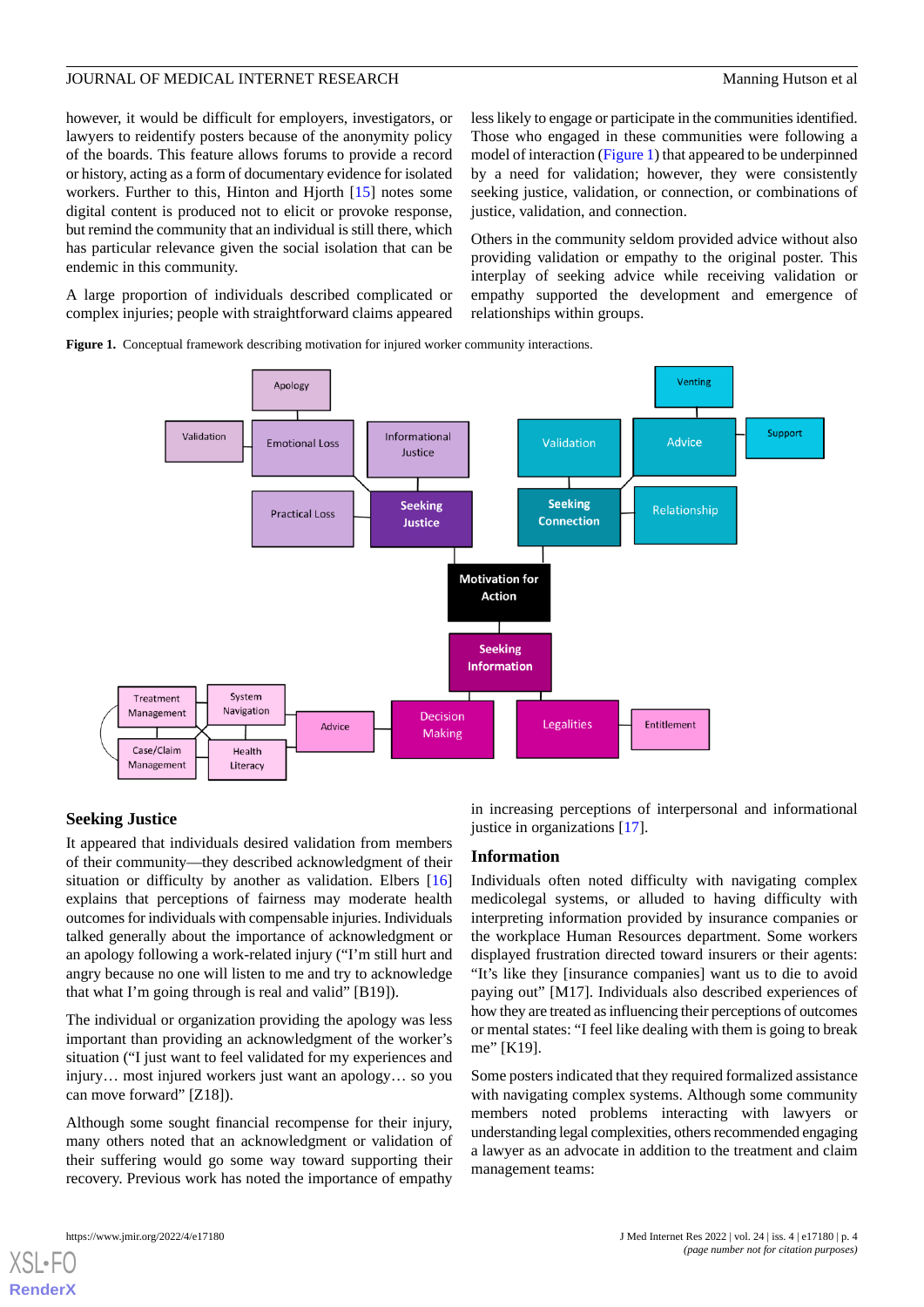however, it would be difficult for employers, investigators, or lawyers to reidentify posters because of the anonymity policy of the boards. This feature allows forums to provide a record or history, acting as a form of documentary evidence for isolated workers. Further to this, Hinton and Hjorth [15] notes some digital content is produced not to elicit or provoke response, but remind the community that an individual is still there, which has particular relevance given the social isolation that can be endemic in this community.

A large proportion of individuals described complicated or complex injuries; people with straightforward claims appeared less likely to engage or participate in the communities identified. Those who engaged in these communities were following a model of interaction (Figure 1) that appeared to be underpinned by a need for validation; however, they were consistently seeking justice, validation, or connection, or combinations of justice, validation, and connection.

Others in the community seldom provided advice without also providing validation or empathy to the original poster. This interplay of seeking advice while receiving validation or empathy supported the development and emergence of relationships within groups.

**Figure 1.** Conceptual framework describing motivation for injured worker community interactions.

## Seeking Justice

It appeared that individuals desired validation from members of their community—they described acknowledgment of their situation or difficulty by another as validation. Elbers [16] explains that perceptions of fairness may moderate health outcomes for individuals with compensable injuries. Individuals talked generally about the importance of acknowledgment or an apology following a work-related injury ("I'm still hurt and angry because no one will listen to me and try to acknowledge that what I'm going through is real and valid" [B19]).

The individual or organization providing the apology was less important than providing an acknowledgment of the worker's situation ("I just want to feel validated for my experiences and injury… most injured workers just want an apology… so you can move forward" [Z18]).

Although some sought financial recompense for their injury, many others noted that an acknowledgment or validation of their suffering would go some way toward supporting their recovery. Previous work has noted the importance of empathy in increasing perceptions of interpersonal and informational justice in organizations [17].

## Information

Individuals often noted difficulty with navigating complex medicolegal systems, or alluded to having difficulty with interpreting information provided by insurance companies or the workplace Human Resources department. Some workers displayed frustration directed toward insurers or their agents: "It's like they [insurance companies] want us to die to avoid paying out" [M17]. Individuals also described experiences of how they are treated as influencing their perceptions of outcomes or mental states: "I feel like dealing with them is going to break me" [K19].

Some posters indicated that they required formalized assistance with navigating complex systems. Although some community members noted problems interacting with lawyers or understanding legal complexities, others recommended engaging a lawyer as an advocate in addition to the treatment and claim management teams: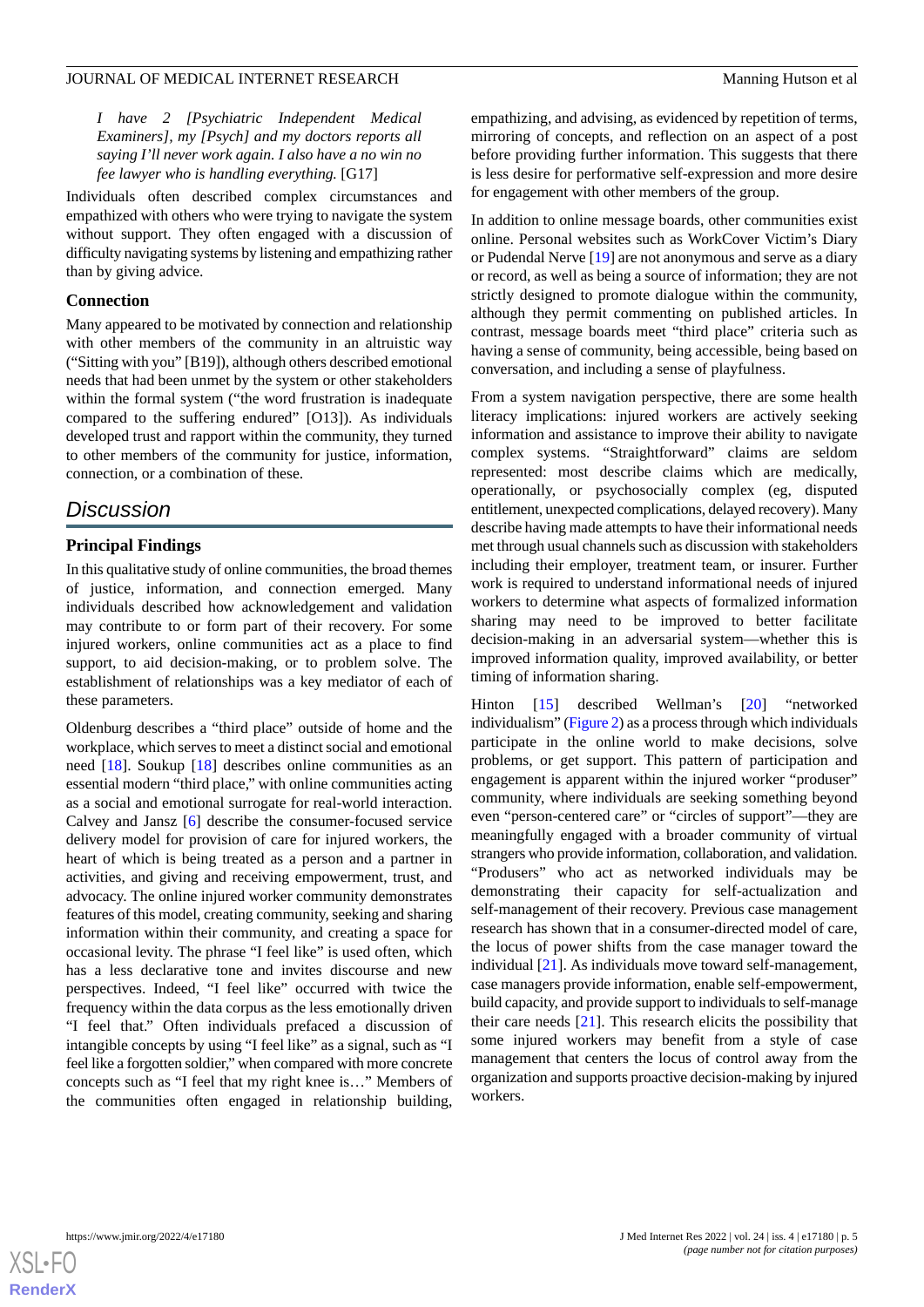> *I have 2 [Psychiatric Independent Medical Examiners], my [Psych] and my doctors reports all saying I'll never work again. I also have a no win no fee lawyer who is handling everything.* [G17]

Individuals often described complex circumstances and empathized with others who were trying to navigate the system without support. They often engaged with a discussion of difficulty navigating systems by listening and empathizing rather than by giving advice.

### Connection

Many appeared to be motivated by connection and relationship with other members of the community in an altruistic way ("Sitting with you" [B19]), although others described emotional needs that had been unmet by the system or other stakeholders within the formal system ("the word frustration is inadequate compared to the suffering endured" [O13]). As individuals developed trust and rapport within the community, they turned to other members of the community for justice, information, connection, or a combination of these.

## Discussion

### Principal Findings

In this qualitative study of online communities, the broad themes of justice, information, and connection emerged. Many individuals described how acknowledgement and validation may contribute to or form part of their recovery. For some injured workers, online communities act as a place to find support, to aid decision-making, or to problem solve. The establishment of relationships was a key mediator of each of these parameters.

Oldenburg describes a "third place" outside of home and the workplace, which serves to meet a distinct social and emotional need [18]. Soukup [18] describes online communities as an essential modern "third place," with online communities acting as a social and emotional surrogate for real-world interaction. Calvey and Jansz [6] describe the consumer-focused service delivery model for provision of care for injured workers, the heart of which is being treated as a person and a partner in activities, and giving and receiving empowerment, trust, and advocacy. The online injured worker community demonstrates features of this model, creating community, seeking and sharing information within their community, and creating a space for occasional levity. The phrase "I feel like" is used often, which has a less declarative tone and invites discourse and new perspectives. Indeed, "I feel like" occurred with twice the frequency within the data corpus as the less emotionally driven "I feel that." Often individuals prefaced a discussion of intangible concepts by using "I feel like" as a signal, such as "I feel like a forgotten soldier," when compared with more concrete concepts such as "I feel that my right knee is…" Members of the communities often engaged in relationship building, empathizing, and advising, as evidenced by repetition of terms, mirroring of concepts, and reflection on an aspect of a post before providing further information. This suggests that there is less desire for performative self-expression and more desire for engagement with other members of the group.

In addition to online message boards, other communities exist online. Personal websites such as WorkCover Victim's Diary or Pudendal Nerve [19] are not anonymous and serve as a diary or record, as well as being a source of information; they are not strictly designed to promote dialogue within the community, although they permit commenting on published articles. In contrast, message boards meet "third place" criteria such as having a sense of community, being accessible, being based on conversation, and including a sense of playfulness.

From a system navigation perspective, there are some health literacy implications: injured workers are actively seeking information and assistance to improve their ability to navigate complex systems. "Straightforward" claims are seldom represented: most describe claims which are medically, operationally, or psychosocially complex (eg, disputed entitlement, unexpected complications, delayed recovery). Many describe having made attempts to have their informational needs met through usual channels such as discussion with stakeholders including their employer, treatment team, or insurer. Further work is required to understand informational needs of injured workers to determine what aspects of formalized information sharing may need to be improved to better facilitate decision-making in an adversarial system—whether this is improved information quality, improved availability, or better timing of information sharing.

Hinton [15] described Wellman's [20] "networked individualism" (Figure 2) as a process through which individuals participate in the online world to make decisions, solve problems, or get support. This pattern of participation and engagement is apparent within the injured worker "produser" community, where individuals are seeking something beyond even "person-centered care" or "circles of support"—they are meaningfully engaged with a broader community of virtual strangers who provide information, collaboration, and validation. "Produsers" who act as networked individuals may be demonstrating their capacity for self-actualization and self-management of their recovery. Previous case management research has shown that in a consumer-directed model of care, the locus of power shifts from the case manager toward the individual [21]. As individuals move toward self-management, case managers provide information, enable self-empowerment, build capacity, and provide support to individuals to self-manage their care needs [21]. This research elicits the possibility that some injured workers may benefit from a style of case management that centers the locus of control away from the organization and supports proactive decision-making by injured workers.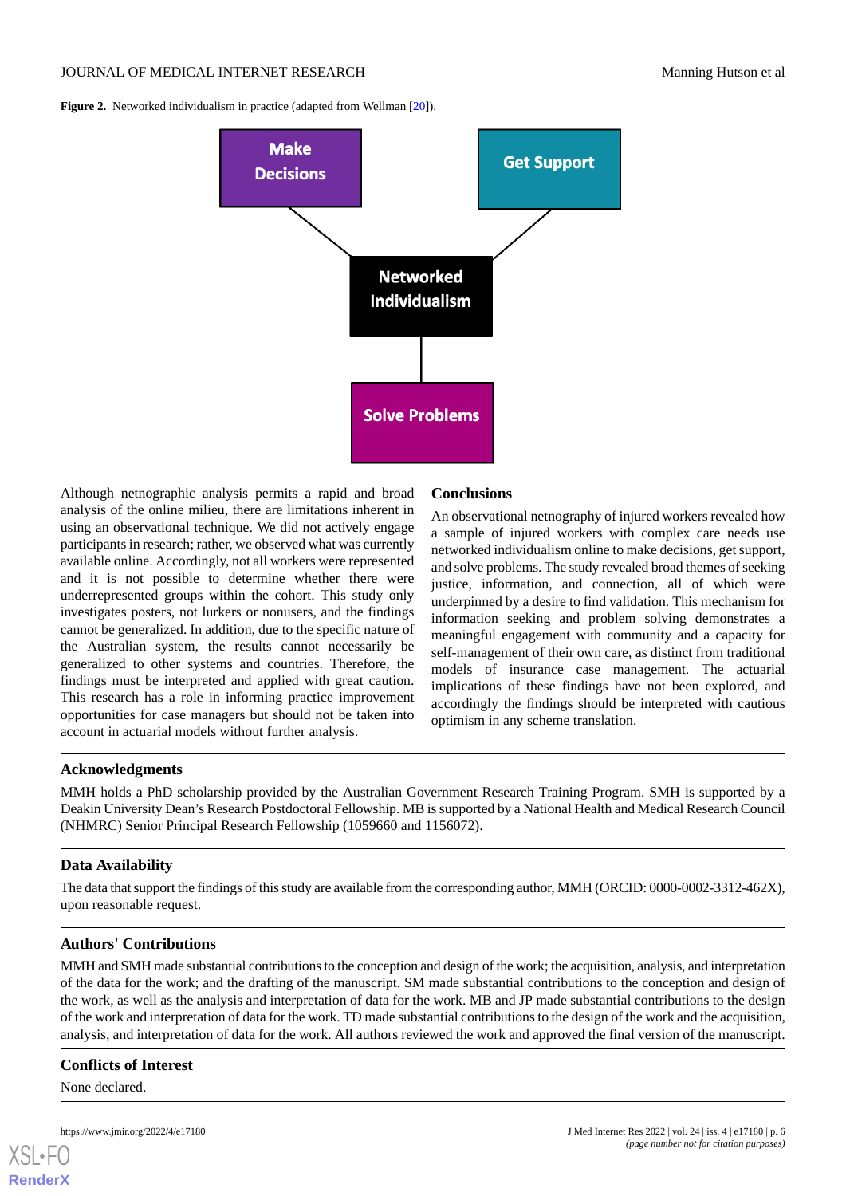**Figure 2.** Networked individualism in practice (adapted from Wellman [20]).

Although netnographic analysis permits a rapid and broad analysis of the online milieu, there are limitations inherent in using an observational technique. We did not actively engage participants in research; rather, we observed what was currently available online. Accordingly, not all workers were represented and it is not possible to determine whether there were underrepresented groups within the cohort. This study only investigates posters, not lurkers or nonusers, and the findings cannot be generalized. In addition, due to the specific nature of the Australian system, the results cannot necessarily be generalized to other systems and countries. Therefore, the findings must be interpreted and applied with great caution. This research has a role in informing practice improvement opportunities for case managers but should not be taken into account in actuarial models without further analysis.

## Conclusions

An observational netnography of injured workers revealed how a sample of injured workers with complex care needs use networked individualism online to make decisions, get support, and solve problems. The study revealed broad themes of seeking justice, information, and connection, all of which were underpinned by a desire to find validation. This mechanism for information seeking and problem solving demonstrates a meaningful engagement with community and a capacity for self-management of their own care, as distinct from traditional models of insurance case management. The actuarial implications of these findings have not been explored, and accordingly the findings should be interpreted with cautious optimism in any scheme translation.

## Acknowledgments

MMH holds a PhD scholarship provided by the Australian Government Research Training Program. SMH is supported by a Deakin University Dean's Research Postdoctoral Fellowship. MB is supported by a National Health and Medical Research Council (NHMRC) Senior Principal Research Fellowship (1059660 and 1156072).

## Data Availability

The data that support the findings of this study are available from the corresponding author, MMH (ORCID: 0000-0002-3312-462X), upon reasonable request.

## Authors' Contributions

MMH and SMH made substantial contributions to the conception and design of the work; the acquisition, analysis, and interpretation of the data for the work; and the drafting of the manuscript. SM made substantial contributions to the conception and design of the work, as well as the analysis and interpretation of data for the work. MB and JP made substantial contributions to the design of the work and interpretation of data for the work. TD made substantial contributions to the design of the work and the acquisition, analysis, and interpretation of data for the work. All authors reviewed the work and approved the final version of the manuscript.

## Conflicts of Interest

None declared.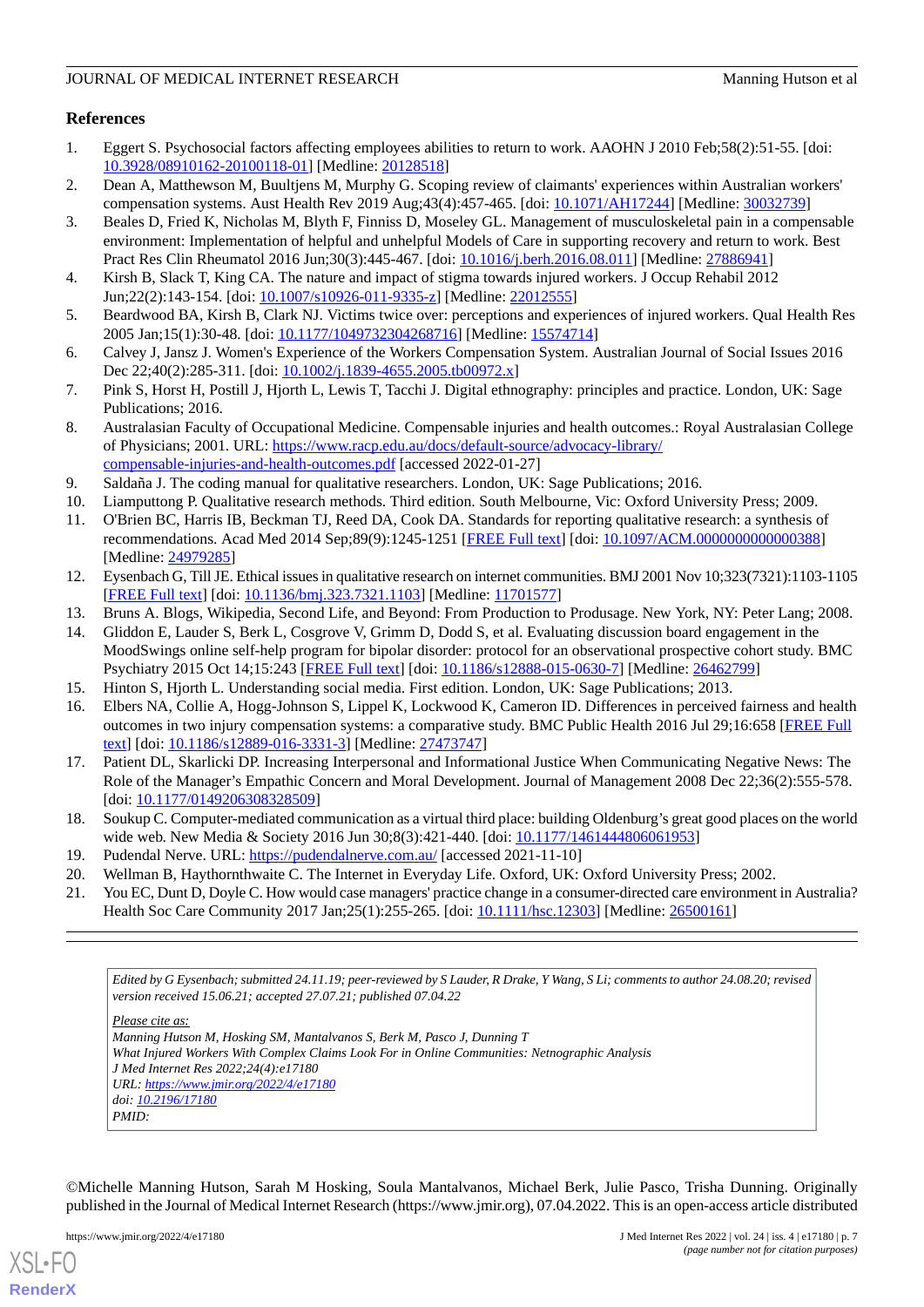## References

1. Eggert S. Psychosocial factors affecting employees abilities to return to work. AAOHN J 2010 Feb;58(2):51-55. [doi: 10.3928/08910162-20100118-01] [Medline: 20128518]
2. Dean A, Matthewson M, Buultjens M, Murphy G. Scoping review of claimants' experiences within Australian workers' compensation systems. Aust Health Rev 2019 Aug;43(4):457-465. [doi: 10.1071/AH17244] [Medline: 30032739]
3. Beales D, Fried K, Nicholas M, Blyth F, Finniss D, Moseley GL. Management of musculoskeletal pain in a compensable environment: Implementation of helpful and unhelpful Models of Care in supporting recovery and return to work. Best Pract Res Clin Rheumatol 2016 Jun;30(3):445-467. [doi: 10.1016/j.berh.2016.08.011] [Medline: 27886941]
4. Kirsh B, Slack T, King CA. The nature and impact of stigma towards injured workers. J Occup Rehabil 2012 Jun;22(2):143-154. [doi: 10.1007/s10926-011-9335-z] [Medline: 22012555]
5. Beardwood BA, Kirsh B, Clark NJ. Victims twice over: perceptions and experiences of injured workers. Qual Health Res 2005 Jan;15(1):30-48. [doi: 10.1177/1049732304268716] [Medline: 15574714]
6. Calvey J, Jansz J. Women's Experience of the Workers Compensation System. Australian Journal of Social Issues 2016 Dec 22;40(2):285-311. [doi: 10.1002/j.1839-4655.2005.tb00972.x]
7. Pink S, Horst H, Postill J, Hjorth L, Lewis T, Tacchi J. Digital ethnography: principles and practice. London, UK: Sage Publications; 2016.
8. Australasian Faculty of Occupational Medicine. Compensable injuries and health outcomes.: Royal Australasian College of Physicians; 2001. URL: https://www.racp.edu.au/docs/default-source/advocacy-library/compensable-injuries-and-health-outcomes.pdf [accessed 2022-01-27]
9. Saldaña J. The coding manual for qualitative researchers. London, UK: Sage Publications; 2016.
10. Liamputtong P. Qualitative research methods. Third edition. South Melbourne, Vic: Oxford University Press; 2009.
11. O'Brien BC, Harris IB, Beckman TJ, Reed DA, Cook DA. Standards for reporting qualitative research: a synthesis of recommendations. Acad Med 2014 Sep;89(9):1245-1251 [FREE Full text] [doi: 10.1097/ACM.0000000000000388] [Medline: 24979285]
12. Eysenbach G, Till JE. Ethical issues in qualitative research on internet communities. BMJ 2001 Nov 10;323(7321):1103-1105 [FREE Full text] [doi: 10.1136/bmj.323.7321.1103] [Medline: 11701577]
13. Bruns A. Blogs, Wikipedia, Second Life, and Beyond: From Production to Produsage. New York, NY: Peter Lang; 2008.
14. Gliddon E, Lauder S, Berk L, Cosgrove V, Grimm D, Dodd S, et al. Evaluating discussion board engagement in the MoodSwings online self-help program for bipolar disorder: protocol for an observational prospective cohort study. BMC Psychiatry 2015 Oct 14;15:243 [FREE Full text] [doi: 10.1186/s12888-015-0630-7] [Medline: 26462799]
15. Hinton S, Hjorth L. Understanding social media. First edition. London, UK: Sage Publications; 2013.
16. Elbers NA, Collie A, Hogg-Johnson S, Lippel K, Lockwood K, Cameron ID. Differences in perceived fairness and health outcomes in two injury compensation systems: a comparative study. BMC Public Health 2016 Jul 29;16:658 [FREE Full text] [doi: 10.1186/s12889-016-3331-3] [Medline: 27473747]
17. Patient DL, Skarlicki DP. Increasing Interpersonal and Informational Justice When Communicating Negative News: The Role of the Manager's Empathic Concern and Moral Development. Journal of Management 2008 Dec 22;36(2):555-578. [doi: 10.1177/0149206308328509]
18. Soukup C. Computer-mediated communication as a virtual third place: building Oldenburg's great good places on the world wide web. New Media & Society 2016 Jun 30;8(3):421-440. [doi: 10.1177/1461444806061953]
19. Pudendal Nerve. URL: https://pudendalnerve.com.au/ [accessed 2021-11-10]
20. Wellman B, Haythornthwaite C. The Internet in Everyday Life. Oxford, UK: Oxford University Press; 2002.
21. You EC, Dunt D, Doyle C. How would case managers' practice change in a consumer-directed care environment in Australia? Health Soc Care Community 2017 Jan;25(1):255-265. [doi: 10.1111/hsc.12303] [Medline: 26500161]

---

*Edited by G Eysenbach; submitted 24.11.19; peer-reviewed by S Lauder, R Drake, Y Wang, S Li; comments to author 24.08.20; revised version received 15.06.21; accepted 27.07.21; published 07.04.22*

*Please cite as:*
*Manning Hutson M, Hosking SM, Mantalvanos S, Berk M, Pasco J, Dunning T*
*What Injured Workers With Complex Claims Look For in Online Communities: Netnographic Analysis*
*J Med Internet Res 2022;24(4):e17180*
*URL: https://www.jmir.org/2022/4/e17180*
*doi: 10.2196/17180*
*PMID:*

©Michelle Manning Hutson, Sarah M Hosking, Soula Mantalvanos, Michael Berk, Julie Pasco, Trisha Dunning. Originally published in the Journal of Medical Internet Research (https://www.jmir.org), 07.04.2022. This is an open-access article distributed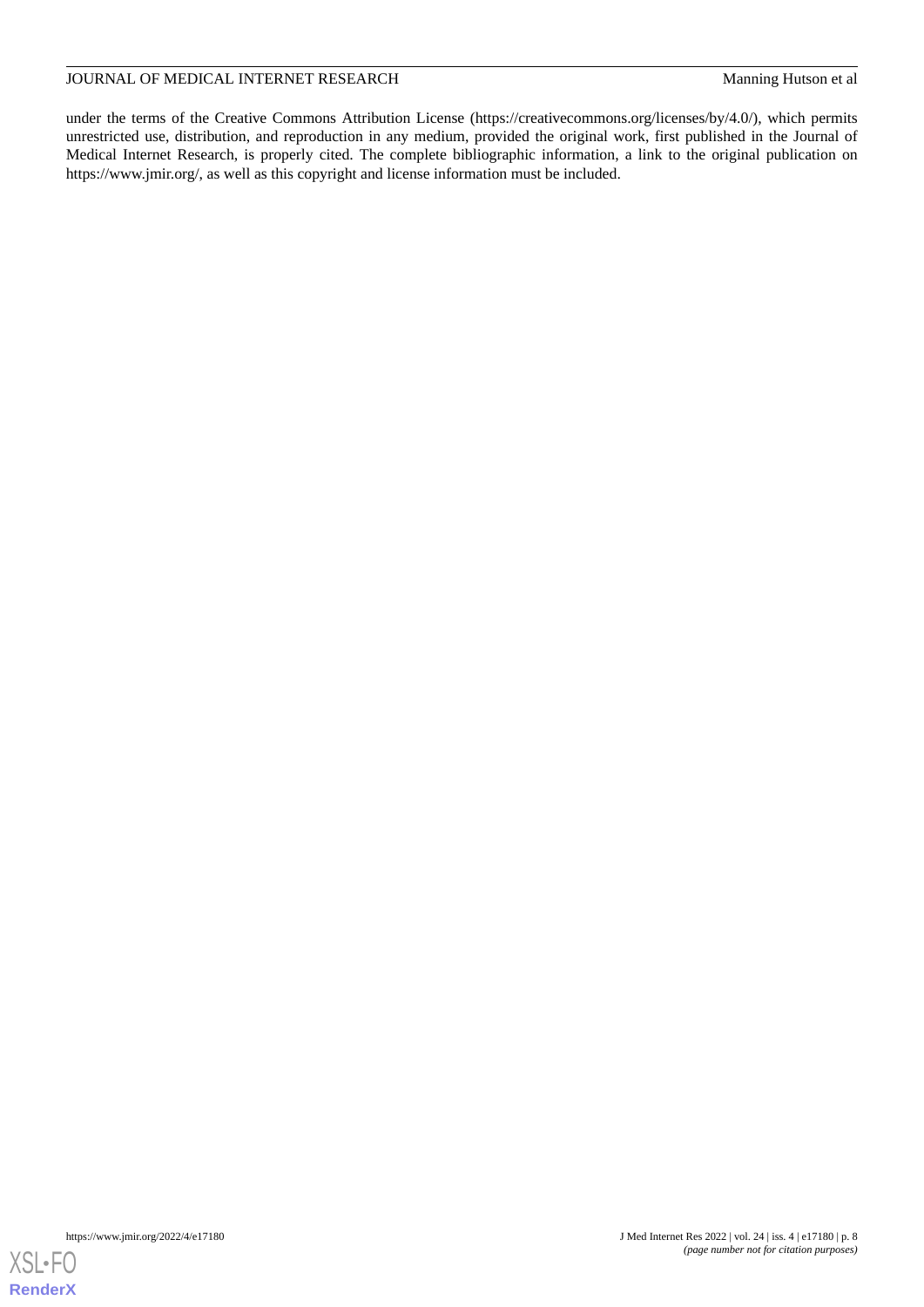under the terms of the Creative Commons Attribution License (https://creativecommons.org/licenses/by/4.0/), which permits unrestricted use, distribution, and reproduction in any medium, provided the original work, first published in the Journal of Medical Internet Research, is properly cited. The complete bibliographic information, a link to the original publication on https://www.jmir.org/, as well as this copyright and license information must be included.